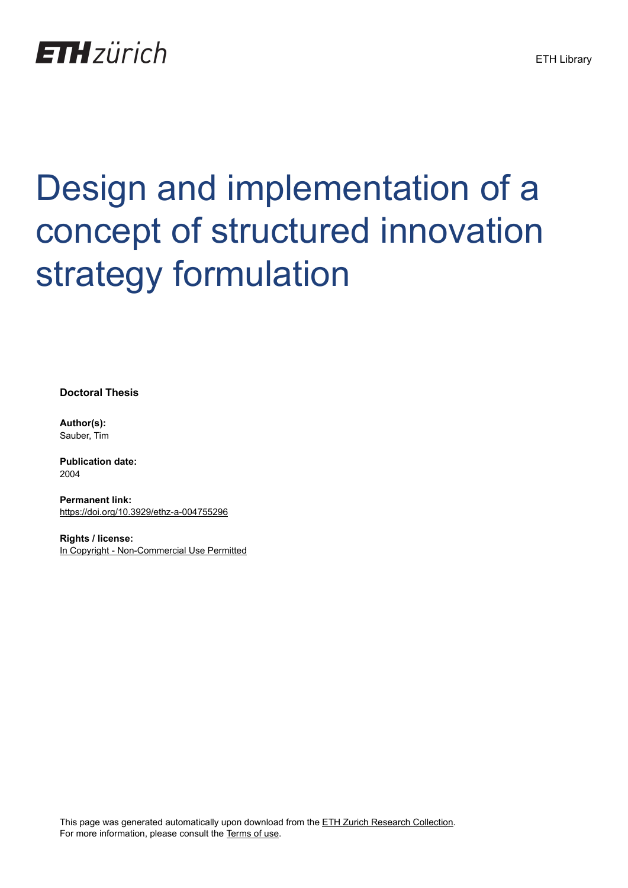ETH zürich

ETH Library

# Design and implementation of a concept of structured innovation strategy formulation

**Doctoral Thesis**

**Author(s):**
Sauber, Tim

**Publication date:**
2004

**Permanent link:**
https://doi.org/10.3929/ethz-a-004755296

**Rights / license:**
In Copyright - Non-Commercial Use Permitted

This page was generated automatically upon download from the ETH Zurich Research Collection.
For more information, please consult the Terms of use.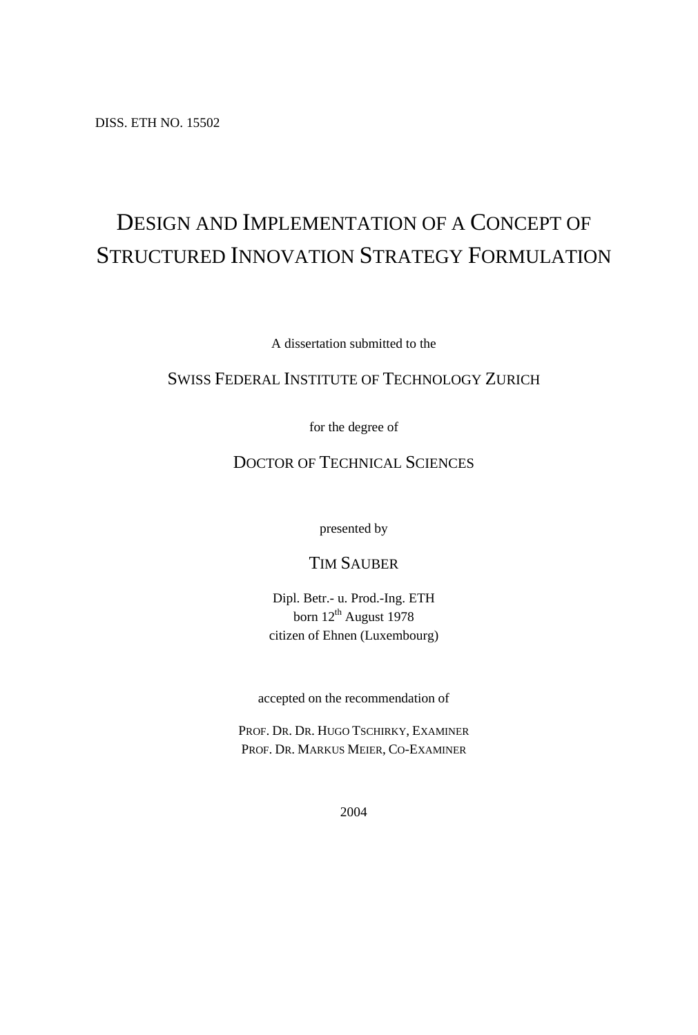DISS. ETH NO. 15502

# DESIGN AND IMPLEMENTATION OF A CONCEPT OF STRUCTURED INNOVATION STRATEGY FORMULATION

A dissertation submitted to the

SWISS FEDERAL INSTITUTE OF TECHNOLOGY ZURICH

for the degree of

DOCTOR OF TECHNICAL SCIENCES

presented by

TIM SAUBER

Dipl. Betr.- u. Prod.-Ing. ETH
born 12th August 1978
citizen of Ehnen (Luxembourg)

accepted on the recommendation of

PROF. DR. DR. HUGO TSCHIRKY, EXAMINER
PROF. DR. MARKUS MEIER, CO-EXAMINER

2004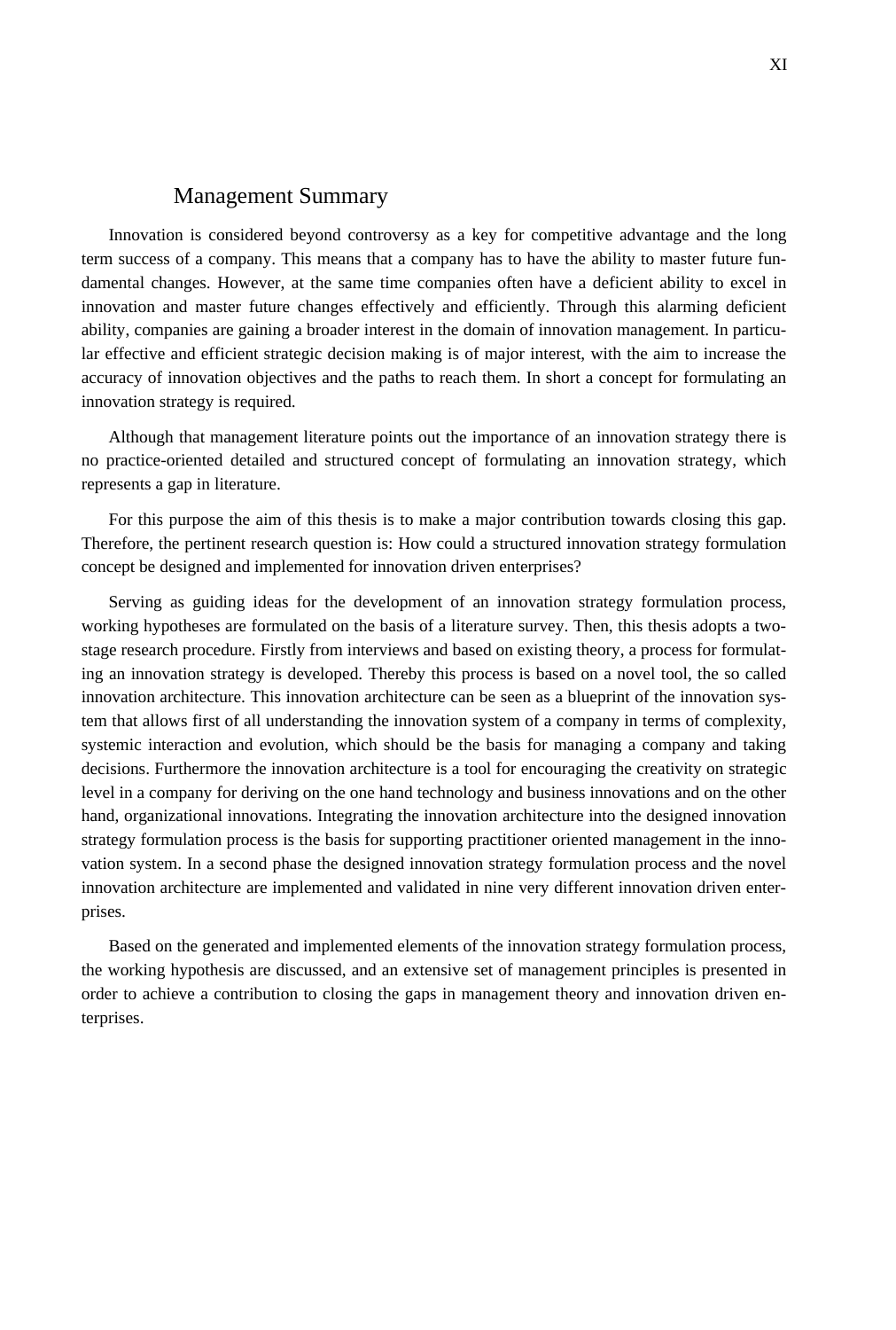# Management Summary

Innovation is considered beyond controversy as a key for competitive advantage and the long term success of a company. This means that a company has to have the ability to master future fundamental changes. However, at the same time companies often have a deficient ability to excel in innovation and master future changes effectively and efficiently. Through this alarming deficient ability, companies are gaining a broader interest in the domain of innovation management. In particular effective and efficient strategic decision making is of major interest, with the aim to increase the accuracy of innovation objectives and the paths to reach them. In short a concept for formulating an innovation strategy is required.

Although that management literature points out the importance of an innovation strategy there is no practice-oriented detailed and structured concept of formulating an innovation strategy, which represents a gap in literature.

For this purpose the aim of this thesis is to make a major contribution towards closing this gap. Therefore, the pertinent research question is: How could a structured innovation strategy formulation concept be designed and implemented for innovation driven enterprises?

Serving as guiding ideas for the development of an innovation strategy formulation process, working hypotheses are formulated on the basis of a literature survey. Then, this thesis adopts a two-stage research procedure. Firstly from interviews and based on existing theory, a process for formulating an innovation strategy is developed. Thereby this process is based on a novel tool, the so called innovation architecture. This innovation architecture can be seen as a blueprint of the innovation system that allows first of all understanding the innovation system of a company in terms of complexity, systemic interaction and evolution, which should be the basis for managing a company and taking decisions. Furthermore the innovation architecture is a tool for encouraging the creativity on strategic level in a company for deriving on the one hand technology and business innovations and on the other hand, organizational innovations. Integrating the innovation architecture into the designed innovation strategy formulation process is the basis for supporting practitioner oriented management in the innovation system. In a second phase the designed innovation strategy formulation process and the novel innovation architecture are implemented and validated in nine very different innovation driven enterprises.

Based on the generated and implemented elements of the innovation strategy formulation process, the working hypothesis are discussed, and an extensive set of management principles is presented in order to achieve a contribution to closing the gaps in management theory and innovation driven enterprises.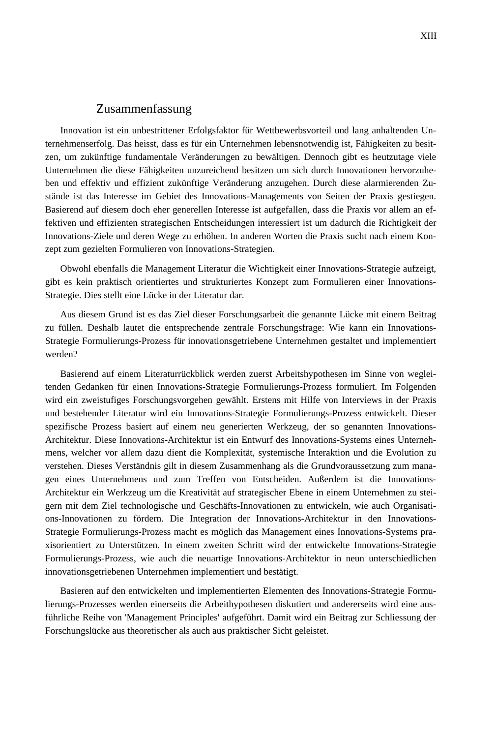## Zusammenfassung

Innovation ist ein unbestrittener Erfolgsfaktor für Wettbewerbsvorteil und lang anhaltenden Unternehmenserfolg. Das heisst, dass es für ein Unternehmen lebensnotwendig ist, Fähigkeiten zu besitzen, um zukünftige fundamentale Veränderungen zu bewältigen. Dennoch gibt es heutzutage viele Unternehmen die diese Fähigkeiten unzureichend besitzen um sich durch Innovationen hervorzuheben und effektiv und effizient zukünftige Veränderung anzugehen. Durch diese alarmierenden Zustände ist das Interesse im Gebiet des Innovations-Managements von Seiten der Praxis gestiegen. Basierend auf diesem doch eher generellen Interesse ist aufgefallen, dass die Praxis vor allem an effektiven und effizienten strategischen Entscheidungen interessiert ist um dadurch die Richtigkeit der Innovations-Ziele und deren Wege zu erhöhen. In anderen Worten die Praxis sucht nach einem Konzept zum gezielten Formulieren von Innovations-Strategien.

Obwohl ebenfalls die Management Literatur die Wichtigkeit einer Innovations-Strategie aufzeigt, gibt es kein praktisch orientiertes und strukturiertes Konzept zum Formulieren einer Innovations-Strategie. Dies stellt eine Lücke in der Literatur dar.

Aus diesem Grund ist es das Ziel dieser Forschungsarbeit die genannte Lücke mit einem Beitrag zu füllen. Deshalb lautet die entsprechende zentrale Forschungsfrage: Wie kann ein Innovations-Strategie Formulierungs-Prozess für innovationsgetriebene Unternehmen gestaltet und implementiert werden?

Basierend auf einem Literaturrückblick werden zuerst Arbeitshypothesen im Sinne von wegleitenden Gedanken für einen Innovations-Strategie Formulierungs-Prozess formuliert. Im Folgenden wird ein zweistufiges Forschungsvorgehen gewählt. Erstens mit Hilfe von Interviews in der Praxis und bestehender Literatur wird ein Innovations-Strategie Formulierungs-Prozess entwickelt. Dieser spezifische Prozess basiert auf einem neu generierten Werkzeug, der so genannten Innovations-Architektur. Diese Innovations-Architektur ist ein Entwurf des Innovations-Systems eines Unternehmens, welcher vor allem dazu dient die Komplexität, systemische Interaktion und die Evolution zu verstehen. Dieses Verständnis gilt in diesem Zusammenhang als die Grundvoraussetzung zum managen eines Unternehmens und zum Treffen von Entscheiden. Außerdem ist die Innovations-Architektur ein Werkzeug um die Kreativität auf strategischer Ebene in einem Unternehmen zu steigern mit dem Ziel technologische und Geschäfts-Innovationen zu entwickeln, wie auch Organisations-Innovationen zu fördern. Die Integration der Innovations-Architektur in den Innovations-Strategie Formulierungs-Prozess macht es möglich das Management eines Innovations-Systems praxisorientiert zu Unterstützen. In einem zweiten Schritt wird der entwickelte Innovations-Strategie Formulierungs-Prozess, wie auch die neuartige Innovations-Architektur in neun unterschiedlichen innovationsgetriebenen Unternehmen implementiert und bestätigt.

Basieren auf den entwickelten und implementierten Elementen des Innovations-Strategie Formulierungs-Prozesses werden einerseits die Arbeithypothesen diskutiert und andererseits wird eine ausführliche Reihe von 'Management Principles' aufgeführt. Damit wird ein Beitrag zur Schliessung der Forschungslücke aus theoretischer als auch aus praktischer Sicht geleistet.